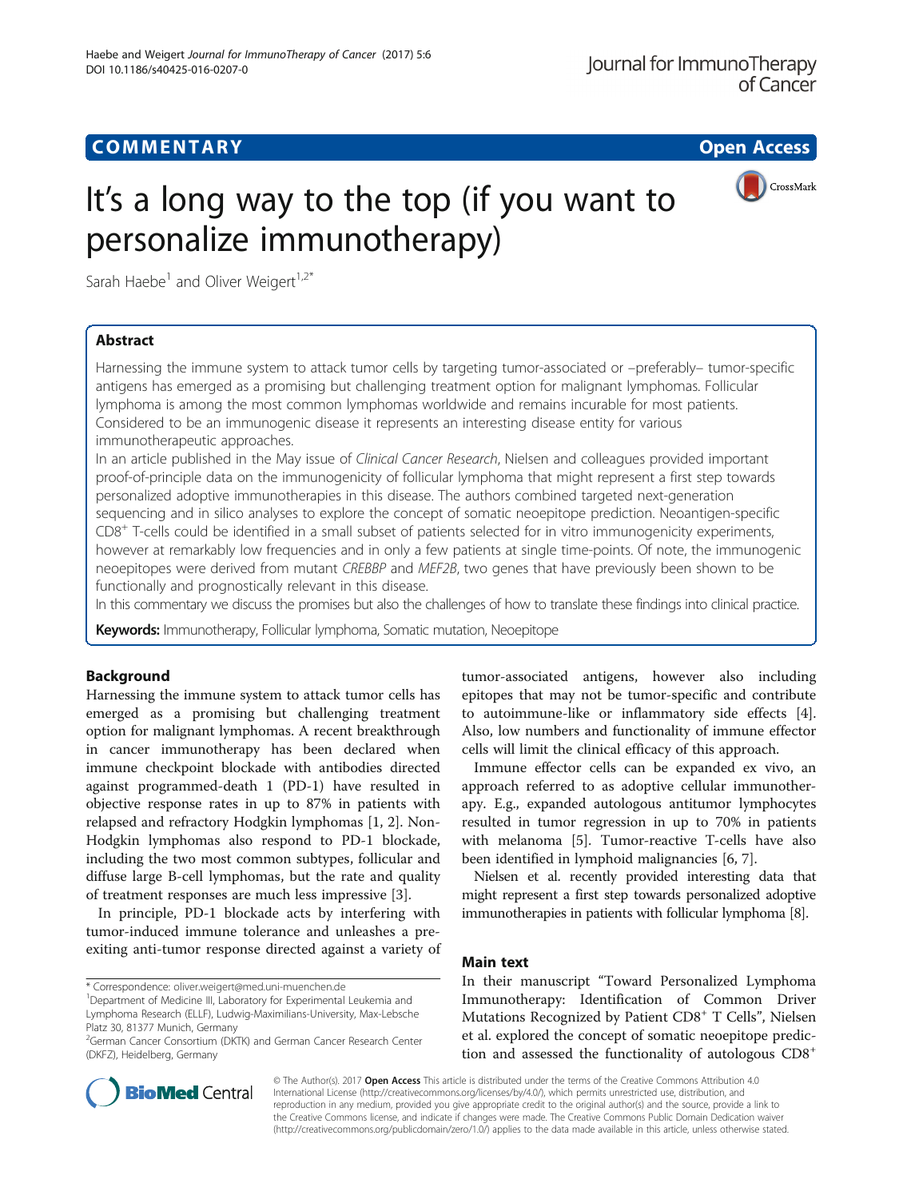# COMMENTARY

# It's a long way to the top (if you want to personalize immunotherapy)

Sarah Haebe[1] and Oliver Weigert[1,2*]

## Abstract

Harnessing the immune system to attack tumor cells by targeting tumor-associated or –preferably– tumor-specific antigens has emerged as a promising but challenging treatment option for malignant lymphomas. Follicular lymphoma is among the most common lymphomas worldwide and remains incurable for most patients. Considered to be an immunogenic disease it represents an interesting disease entity for various immunotherapeutic approaches.

In an article published in the May issue of *Clinical Cancer Research*, Nielsen and colleagues provided important proof-of-principle data on the immunogenicity of follicular lymphoma that might represent a first step towards personalized adoptive immunotherapies in this disease. The authors combined targeted next-generation sequencing and in silico analyses to explore the concept of somatic neoepitope prediction. Neoantigen-specific $CD8^+$ T-cells could be identified in a small subset of patients selected for in vitro immunogenicity experiments, however at remarkably low frequencies and in only a few patients at single time-points. Of note, the immunogenic neoepitopes were derived from mutant *CREBBP* and *MEF2B*, two genes that have previously been shown to be functionally and prognostically relevant in this disease.

In this commentary we discuss the promises but also the challenges of how to translate these findings into clinical practice.

**Keywords:** Immunotherapy, Follicular lymphoma, Somatic mutation, Neoepitope

## Background

Harnessing the immune system to attack tumor cells has emerged as a promising but challenging treatment option for malignant lymphomas. A recent breakthrough in cancer immunotherapy has been declared when immune checkpoint blockade with antibodies directed against programmed-death 1 (PD-1) have resulted in objective response rates in up to 87% in patients with relapsed and refractory Hodgkin lymphomas [1, 2]. Non-Hodgkin lymphomas also respond to PD-1 blockade, including the two most common subtypes, follicular and diffuse large B-cell lymphomas, but the rate and quality of treatment responses are much less impressive [3].

In principle, PD-1 blockade acts by interfering with tumor-induced immune tolerance and unleashes a pre-exiting anti-tumor response directed against a variety of tumor-associated antigens, however also including epitopes that may not be tumor-specific and contribute to autoimmune-like or inflammatory side effects [4]. Also, low numbers and functionality of immune effector cells will limit the clinical efficacy of this approach.

Immune effector cells can be expanded ex vivo, an approach referred to as adoptive cellular immunotherapy. E.g., expanded autologous antitumor lymphocytes resulted in tumor regression in up to 70% in patients with melanoma [5]. Tumor-reactive T-cells have also been identified in lymphoid malignancies [6, 7].

Nielsen et al. recently provided interesting data that might represent a first step towards personalized adoptive immunotherapies in patients with follicular lymphoma [8].

## Main text

In their manuscript "Toward Personalized Lymphoma Immunotherapy: Identification of Common Driver Mutations Recognized by Patient $CD8^+$ T Cells", Nielsen et al. explored the concept of somatic neoepitope prediction and assessed the functionality of autologous $CD8^+$

\* Correspondence: oliver.weigert@med.uni-muenchen.de
[1]Department of Medicine III, Laboratory for Experimental Leukemia and Lymphoma Research (ELLF), Ludwig-Maximilians-University, Max-Lebsche Platz 30, 81377 Munich, Germany
[2]German Cancer Consortium (DKTK) and German Cancer Research Center (DKFZ), Heidelberg, Germany

© The Author(s). 2017 **Open Access** This article is distributed under the terms of the Creative Commons Attribution 4.0 International License (http://creativecommons.org/licenses/by/4.0/), which permits unrestricted use, distribution, and reproduction in any medium, provided you give appropriate credit to the original author(s) and the source, provide a link to the Creative Commons license, and indicate if changes were made. The Creative Commons Public Domain Dedication waiver (http://creativecommons.org/publicdomain/zero/1.0/) applies to the data made available in this article, unless otherwise stated.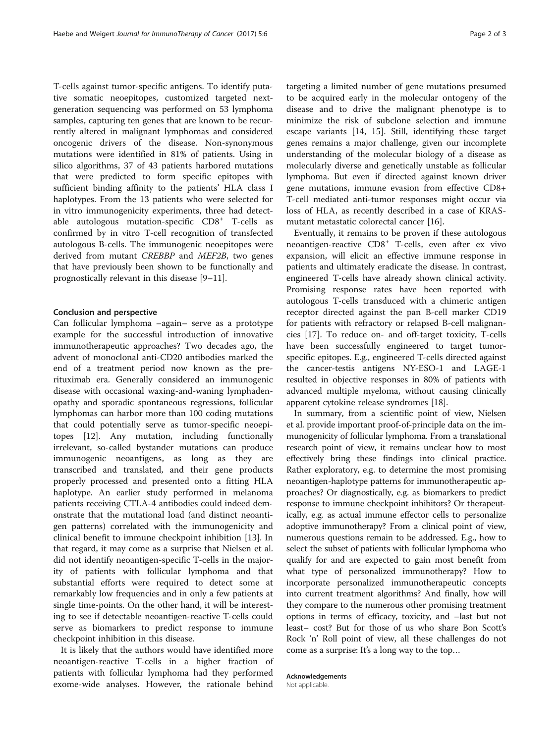T-cells against tumor-specific antigens. To identify putative somatic neoepitopes, customized targeted next-generation sequencing was performed on 53 lymphoma samples, capturing ten genes that are known to be recurrently altered in malignant lymphomas and considered oncogenic drivers of the disease. Non-synonymous mutations were identified in 81% of patients. Using in silico algorithms, 37 of 43 patients harbored mutations that were predicted to form specific epitopes with sufficient binding affinity to the patients' HLA class I haplotypes. From the 13 patients who were selected for in vitro immunogenicity experiments, three had detectable autologous mutation-specific $CD8^+$ T-cells as confirmed by in vitro T-cell recognition of transfected autologous B-cells. The immunogenic neoepitopes were derived from mutant *CREBBP* and *MEF2B*, two genes that have previously been shown to be functionally and prognostically relevant in this disease [9–11].

## Conclusion and perspective

Can follicular lymphoma –again– serve as a prototype example for the successful introduction of innovative immunotherapeutic approaches? Two decades ago, the advent of monoclonal anti-CD20 antibodies marked the end of a treatment period now known as the pre-rituximab era. Generally considered an immunogenic disease with occasional waxing-and-waning lymphadenopathy and sporadic spontaneous regressions, follicular lymphomas can harbor more than 100 coding mutations that could potentially serve as tumor-specific neoepitopes [12]. Any mutation, including functionally irrelevant, so-called bystander mutations can produce immunogenic neoantigens, as long as they are transcribed and translated, and their gene products properly processed and presented onto a fitting HLA haplotype. An earlier study performed in melanoma patients receiving CTLA-4 antibodies could indeed demonstrate that the mutational load (and distinct neoantigen patterns) correlated with the immunogenicity and clinical benefit to immune checkpoint inhibition [13]. In that regard, it may come as a surprise that Nielsen et al. did not identify neoantigen-specific T-cells in the majority of patients with follicular lymphoma and that substantial efforts were required to detect some at remarkably low frequencies and in only a few patients at single time-points. On the other hand, it will be interesting to see if detectable neoantigen-reactive T-cells could serve as biomarkers to predict response to immune checkpoint inhibition in this disease.

It is likely that the authors would have identified more neoantigen-reactive T-cells in a higher fraction of patients with follicular lymphoma had they performed exome-wide analyses. However, the rationale behind targeting a limited number of gene mutations presumed to be acquired early in the molecular ontogeny of the disease and to drive the malignant phenotype is to minimize the risk of subclone selection and immune escape variants [14, 15]. Still, identifying these target genes remains a major challenge, given our incomplete understanding of the molecular biology of a disease as molecularly diverse and genetically unstable as follicular lymphoma. But even if directed against known driver gene mutations, immune evasion from effective CD8+ T-cell mediated anti-tumor responses might occur via loss of HLA, as recently described in a case of KRAS-mutant metastatic colorectal cancer [16].

Eventually, it remains to be proven if these autologous neoantigen-reactive $CD8^+$ T-cells, even after ex vivo expansion, will elicit an effective immune response in patients and ultimately eradicate the disease. In contrast, engineered T-cells have already shown clinical activity. Promising response rates have been reported with autologous T-cells transduced with a chimeric antigen receptor directed against the pan B-cell marker CD19 for patients with refractory or relapsed B-cell malignancies [17]. To reduce on- and off-target toxicity, T-cells have been successfully engineered to target tumor-specific epitopes. E.g., engineered T-cells directed against the cancer-testis antigens NY-ESO-1 and LAGE-1 resulted in objective responses in 80% of patients with advanced multiple myeloma, without causing clinically apparent cytokine release syndromes [18].

In summary, from a scientific point of view, Nielsen et al. provide important proof-of-principle data on the immunogenicity of follicular lymphoma. From a translational research point of view, it remains unclear how to most effectively bring these findings into clinical practice. Rather exploratory, e.g. to determine the most promising neoantigen-haplotype patterns for immunotherapeutic approaches? Or diagnostically, e.g. as biomarkers to predict response to immune checkpoint inhibitors? Or therapeutically, e.g. as actual immune effector cells to personalize adoptive immunotherapy? From a clinical point of view, numerous questions remain to be addressed. E.g., how to select the subset of patients with follicular lymphoma who qualify for and are expected to gain most benefit from what type of personalized immunotherapy? How to incorporate personalized immunotherapeutic concepts into current treatment algorithms? And finally, how will they compare to the numerous other promising treatment options in terms of efficacy, toxicity, and –last but not least– cost? But for those of us who share Bon Scott's Rock 'n' Roll point of view, all these challenges do not come as a surprise: It's a long way to the top…

### Acknowledgements

Not applicable.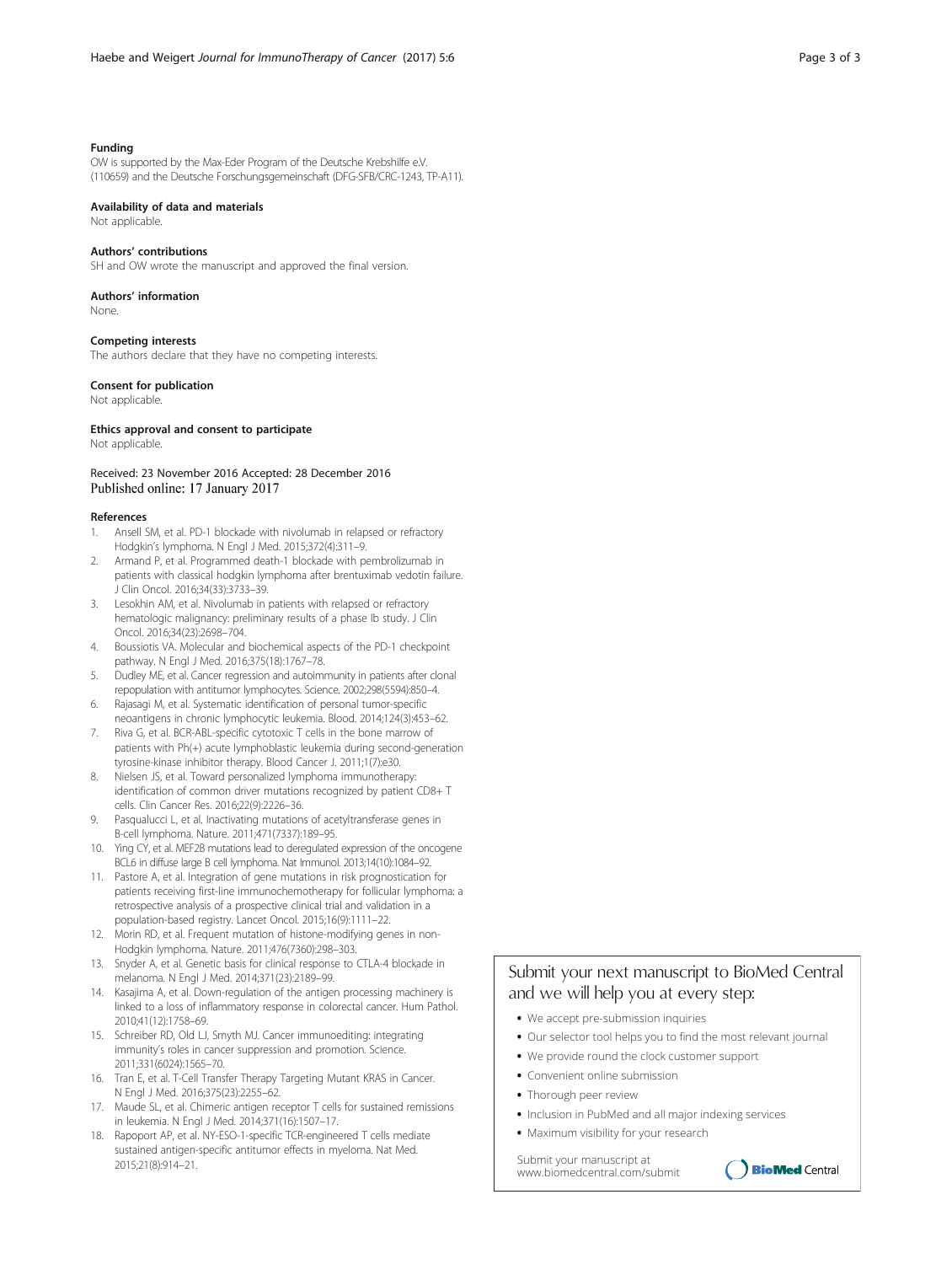### Funding

OW is supported by the Max-Eder Program of the Deutsche Krebshilfe e.V. (110659) and the Deutsche Forschungsgemeinschaft (DFG-SFB/CRC-1243, TP-A11).

### Availability of data and materials

Not applicable.

### Authors' contributions

SH and OW wrote the manuscript and approved the final version.

### Authors' information

None.

### Competing interests

The authors declare that they have no competing interests.

### Consent for publication

Not applicable.

### Ethics approval and consent to participate

Not applicable.

Received: 23 November 2016 Accepted: 28 December 2016
Published online: 17 January 2017

### References

1. Ansell SM, et al. PD-1 blockade with nivolumab in relapsed or refractory Hodgkin's lymphoma. N Engl J Med. 2015;372(4):311–9.
2. Armand P, et al. Programmed death-1 blockade with pembrolizumab in patients with classical hodgkin lymphoma after brentuximab vedotin failure. J Clin Oncol. 2016;34(33):3733–39.
3. Lesokhin AM, et al. Nivolumab in patients with relapsed or refractory hematologic malignancy: preliminary results of a phase Ib study. J Clin Oncol. 2016;34(23):2698–704.
4. Boussiotis VA. Molecular and biochemical aspects of the PD-1 checkpoint pathway. N Engl J Med. 2016;375(18):1767–78.
5. Dudley ME, et al. Cancer regression and autoimmunity in patients after clonal repopulation with antitumor lymphocytes. Science. 2002;298(5594):850–4.
6. Rajasagi M, et al. Systematic identification of personal tumor-specific neoantigens in chronic lymphocytic leukemia. Blood. 2014;124(3):453–62.
7. Riva G, et al. BCR-ABL-specific cytotoxic T cells in the bone marrow of patients with Ph(+) acute lymphoblastic leukemia during second-generation tyrosine-kinase inhibitor therapy. Blood Cancer J. 2011;1(7):e30.
8. Nielsen JS, et al. Toward personalized lymphoma immunotherapy: identification of common driver mutations recognized by patient CD8+ T cells. Clin Cancer Res. 2016;22(9):2226–36.
9. Pasqualucci L, et al. Inactivating mutations of acetyltransferase genes in B-cell lymphoma. Nature. 2011;471(7337):189–95.
10. Ying CY, et al. MEF2B mutations lead to deregulated expression of the oncogene BCL6 in diffuse large B cell lymphoma. Nat Immunol. 2013;14(10):1084–92.
11. Pastore A, et al. Integration of gene mutations in risk prognostication for patients receiving first-line immunochemotherapy for follicular lymphoma: a retrospective analysis of a prospective clinical trial and validation in a population-based registry. Lancet Oncol. 2015;16(9):1111–22.
12. Morin RD, et al. Frequent mutation of histone-modifying genes in non-Hodgkin lymphoma. Nature. 2011;476(7360):298–303.
13. Snyder A, et al. Genetic basis for clinical response to CTLA-4 blockade in melanoma. N Engl J Med. 2014;371(23):2189–99.
14. Kasajima A, et al. Down-regulation of the antigen processing machinery is linked to a loss of inflammatory response in colorectal cancer. Hum Pathol. 2010;41(12):1758–69.
15. Schreiber RD, Old LJ, Smyth MJ. Cancer immunoediting: integrating immunity's roles in cancer suppression and promotion. Science. 2011;331(6024):1565–70.
16. Tran E, et al. T-Cell Transfer Therapy Targeting Mutant KRAS in Cancer. N Engl J Med. 2016;375(23):2255–62.
17. Maude SL, et al. Chimeric antigen receptor T cells for sustained remissions in leukemia. N Engl J Med. 2014;371(16):1507–17.
18. Rapoport AP, et al. NY-ESO-1-specific TCR-engineered T cells mediate sustained antigen-specific antitumor effects in myeloma. Nat Med. 2015;21(8):914–21.

Submit your next manuscript to BioMed Central and we will help you at every step:

- We accept pre-submission inquiries
- Our selector tool helps you to find the most relevant journal
- We provide round the clock customer support
- Convenient online submission
- Thorough peer review
- Inclusion in PubMed and all major indexing services
- Maximum visibility for your research

Submit your manuscript at www.biomedcentral.com/submit

BioMed Central